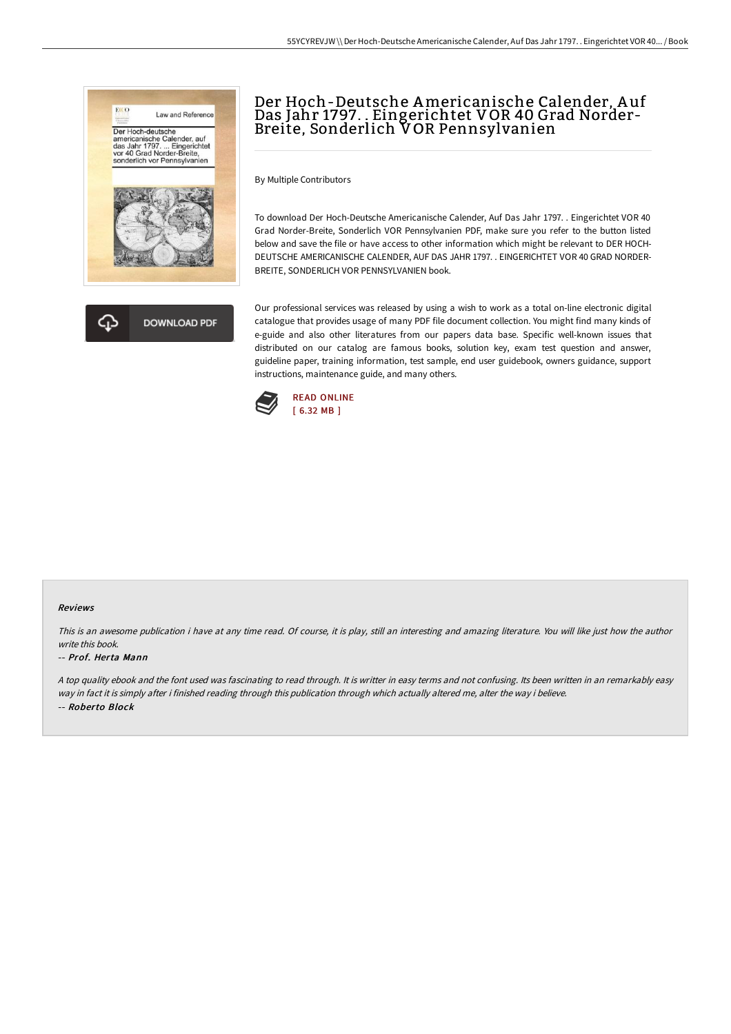# Der Hoch-Deutsche Americanische Calender, Auf Das Jahr 1797. . Eingerichtet VOR 40 Grad Norder-Breite, Sonderlich VOR Pennsylvanien

By Multiple Contributors

To download Der Hoch-Deutsche Americanische Calender, Auf Das Jahr 1797. . Eingerichtet VOR 40 Grad Norder-Breite, Sonderlich VOR Pennsylvanien PDF, make sure you refer to the button listed below and save the file or have access to other information which might be relevant to DER HOCH-DEUTSCHE AMERICANISCHE CALENDER, AUF DAS JAHR 1797. . EINGERICHTET VOR 40 GRAD NORDER-BREITE, SONDERLICH VOR PENNSYLVANIEN book.

DOWNLOAD PDF

Our professional services was released by using a wish to work as a total on-line electronic digital catalogue that provides usage of many PDF file document collection. You might find many kinds of e-guide and also other literatures from our papers data base. Specific well-known issues that distributed on our catalog are famous books, solution key, exam test question and answer, guideline paper, training information, test sample, end user guidebook, owners guidance, support instructions, maintenance guide, and many others.

READ ONLINE
[ 6.32 MB ]

## Reviews

*This is an awesome publication i have at any time read. Of course, it is play, still an interesting and amazing literature. You will like just how the author write this book.*

-- *Prof. Herta Mann*

*A top quality ebook and the font used was fascinating to read through. It is writter in easy terms and not confusing. Its been written in an remarkably easy way in fact it is simply after i finished reading through this publication through which actually altered me, alter the way i believe.*

-- *Roberto Block*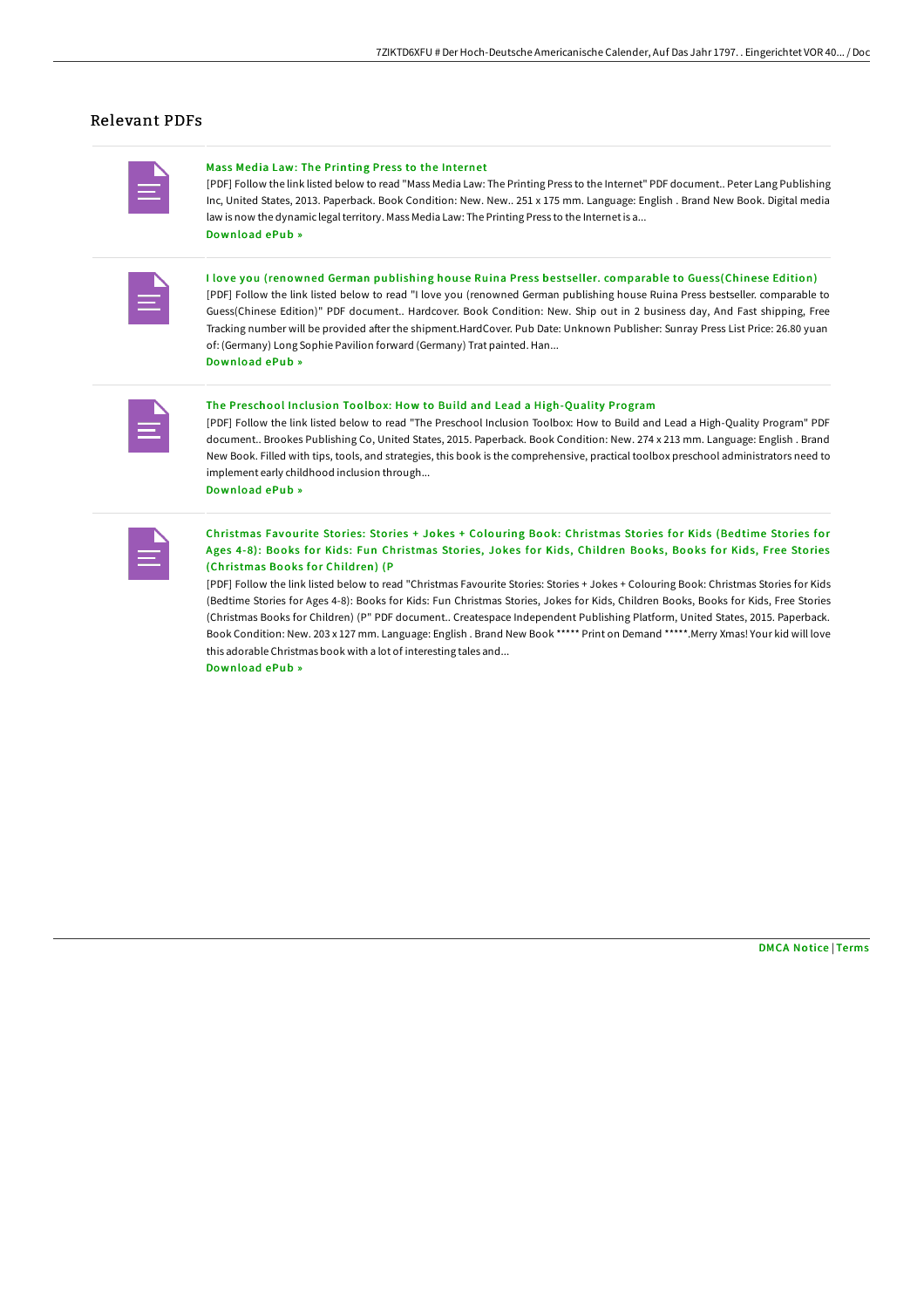## Relevant PDFs

### Mass Media Law: The Printing Press to the Internet

[PDF] Follow the link listed below to read "Mass Media Law: The Printing Press to the Internet" PDF document.. Peter Lang Publishing Inc, United States, 2013. Paperback. Book Condition: New. New.. 251 x 175 mm. Language: English . Brand New Book. Digital media law is now the dynamic legal territory. Mass Media Law: The Printing Press to the Internet is a...

Download ePub »

### I love you (renowned German publishing house Ruina Press bestseller. comparable to Guess(Chinese Edition)

[PDF] Follow the link listed below to read "I love you (renowned German publishing house Ruina Press bestseller. comparable to Guess(Chinese Edition)" PDF document.. Hardcover. Book Condition: New. Ship out in 2 business day, And Fast shipping, Free Tracking number will be provided after the shipment.HardCover. Pub Date: Unknown Publisher: Sunray Press List Price: 26.80 yuan of: (Germany) Long Sophie Pavilion forward (Germany) Trat painted. Han...

Download ePub »

### The Preschool Inclusion Toolbox: How to Build and Lead a High-Quality Program

[PDF] Follow the link listed below to read "The Preschool Inclusion Toolbox: How to Build and Lead a High-Quality Program" PDF document.. Brookes Publishing Co, United States, 2015. Paperback. Book Condition: New. 274 x 213 mm. Language: English . Brand New Book. Filled with tips, tools, and strategies, this book is the comprehensive, practical toolbox preschool administrators need to implement early childhood inclusion through...

Download ePub »

### Christmas Favourite Stories: Stories + Jokes + Colouring Book: Christmas Stories for Kids (Bedtime Stories for Ages 4-8): Books for Kids: Fun Christmas Stories, Jokes for Kids, Children Books, Books for Kids, Free Stories (Christmas Books for Children) (P

[PDF] Follow the link listed below to read "Christmas Favourite Stories: Stories + Jokes + Colouring Book: Christmas Stories for Kids (Bedtime Stories for Ages 4-8): Books for Kids: Fun Christmas Stories, Jokes for Kids, Children Books, Books for Kids, Free Stories (Christmas Books for Children) (P" PDF document.. Createspace Independent Publishing Platform, United States, 2015. Paperback. Book Condition: New. 203 x 127 mm. Language: English . Brand New Book ***** Print on Demand *****.Merry Xmas! Your kid will love this adorable Christmas book with a lot of interesting tales and...

Download ePub »